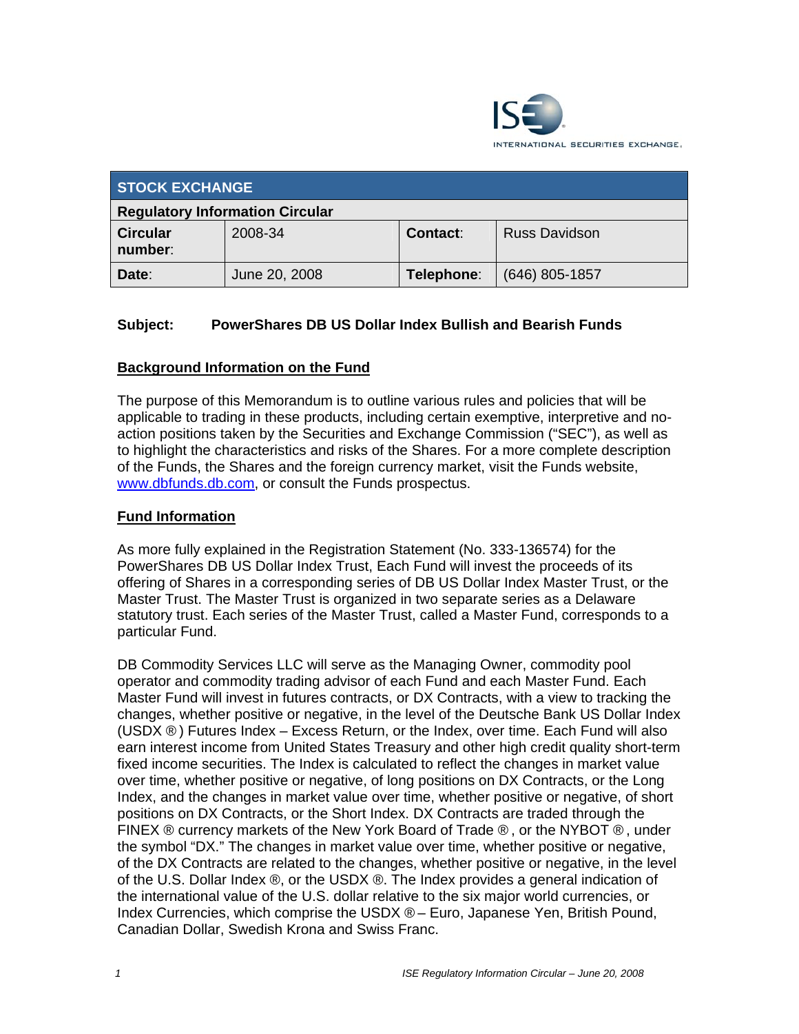INTERNATIONAL SECURITIES EXCHANGE.

| STOCK EXCHANGE | | | |
|---|---|---|---|
| **Regulatory Information Circular** | | | |
| **Circular number:** | 2008-34 | **Contact:** | Russ Davidson |
| **Date:** | June 20, 2008 | **Telephone:** | (646) 805-1857 |

**Subject: PowerShares DB US Dollar Index Bullish and Bearish Funds**

## Background Information on the Fund

The purpose of this Memorandum is to outline various rules and policies that will be applicable to trading in these products, including certain exemptive, interpretive and no-action positions taken by the Securities and Exchange Commission ("SEC"), as well as to highlight the characteristics and risks of the Shares. For a more complete description of the Funds, the Shares and the foreign currency market, visit the Funds website, www.dbfunds.db.com, or consult the Funds prospectus.

## Fund Information

As more fully explained in the Registration Statement (No. 333-136574) for the PowerShares DB US Dollar Index Trust, Each Fund will invest the proceeds of its offering of Shares in a corresponding series of DB US Dollar Index Master Trust, or the Master Trust. The Master Trust is organized in two separate series as a Delaware statutory trust. Each series of the Master Trust, called a Master Fund, corresponds to a particular Fund.

DB Commodity Services LLC will serve as the Managing Owner, commodity pool operator and commodity trading advisor of each Fund and each Master Fund. Each Master Fund will invest in futures contracts, or DX Contracts, with a view to tracking the changes, whether positive or negative, in the level of the Deutsche Bank US Dollar Index (USDX ®) Futures Index – Excess Return, or the Index, over time. Each Fund will also earn interest income from United States Treasury and other high credit quality short-term fixed income securities. The Index is calculated to reflect the changes in market value over time, whether positive or negative, of long positions on DX Contracts, or the Long Index, and the changes in market value over time, whether positive or negative, of short positions on DX Contracts, or the Short Index. DX Contracts are traded through the FINEX ® currency markets of the New York Board of Trade ®, or the NYBOT ®, under the symbol "DX." The changes in market value over time, whether positive or negative, of the DX Contracts are related to the changes, whether positive or negative, in the level of the U.S. Dollar Index ®, or the USDX ®. The Index provides a general indication of the international value of the U.S. dollar relative to the six major world currencies, or Index Currencies, which comprise the USDX ® – Euro, Japanese Yen, British Pound, Canadian Dollar, Swedish Krona and Swiss Franc.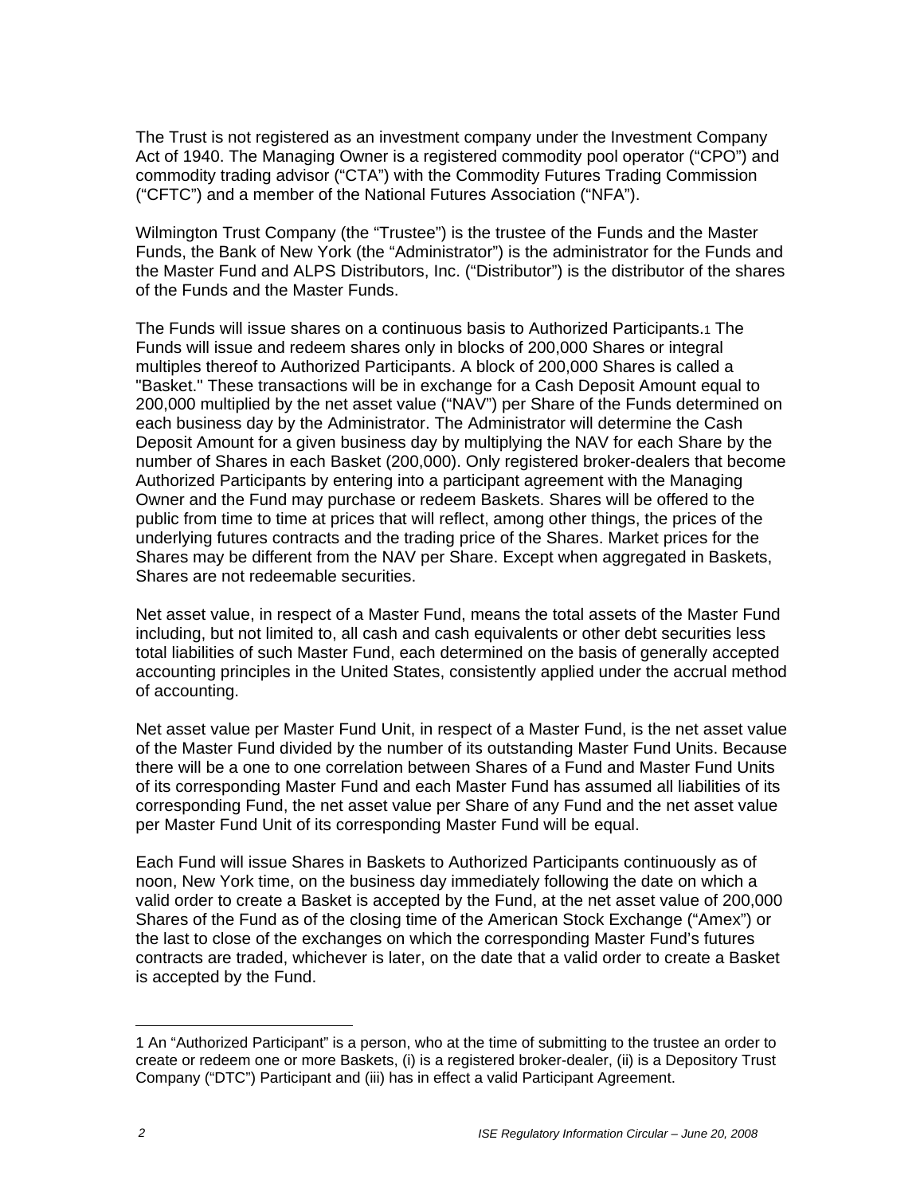The Trust is not registered as an investment company under the Investment Company Act of 1940. The Managing Owner is a registered commodity pool operator ("CPO") and commodity trading advisor ("CTA") with the Commodity Futures Trading Commission ("CFTC") and a member of the National Futures Association ("NFA").

Wilmington Trust Company (the "Trustee") is the trustee of the Funds and the Master Funds, the Bank of New York (the "Administrator") is the administrator for the Funds and the Master Fund and ALPS Distributors, Inc. ("Distributor") is the distributor of the shares of the Funds and the Master Funds.

The Funds will issue shares on a continuous basis to Authorized Participants.[1] The Funds will issue and redeem shares only in blocks of 200,000 Shares or integral multiples thereof to Authorized Participants. A block of 200,000 Shares is called a "Basket." These transactions will be in exchange for a Cash Deposit Amount equal to 200,000 multiplied by the net asset value ("NAV") per Share of the Funds determined on each business day by the Administrator. The Administrator will determine the Cash Deposit Amount for a given business day by multiplying the NAV for each Share by the number of Shares in each Basket (200,000). Only registered broker-dealers that become Authorized Participants by entering into a participant agreement with the Managing Owner and the Fund may purchase or redeem Baskets. Shares will be offered to the public from time to time at prices that will reflect, among other things, the prices of the underlying futures contracts and the trading price of the Shares. Market prices for the Shares may be different from the NAV per Share. Except when aggregated in Baskets, Shares are not redeemable securities.

Net asset value, in respect of a Master Fund, means the total assets of the Master Fund including, but not limited to, all cash and cash equivalents or other debt securities less total liabilities of such Master Fund, each determined on the basis of generally accepted accounting principles in the United States, consistently applied under the accrual method of accounting.

Net asset value per Master Fund Unit, in respect of a Master Fund, is the net asset value of the Master Fund divided by the number of its outstanding Master Fund Units. Because there will be a one to one correlation between Shares of a Fund and Master Fund Units of its corresponding Master Fund and each Master Fund has assumed all liabilities of its corresponding Fund, the net asset value per Share of any Fund and the net asset value per Master Fund Unit of its corresponding Master Fund will be equal.

Each Fund will issue Shares in Baskets to Authorized Participants continuously as of noon, New York time, on the business day immediately following the date on which a valid order to create a Basket is accepted by the Fund, at the net asset value of 200,000 Shares of the Fund as of the closing time of the American Stock Exchange ("Amex") or the last to close of the exchanges on which the corresponding Master Fund's futures contracts are traded, whichever is later, on the date that a valid order to create a Basket is accepted by the Fund.

---

1 An "Authorized Participant" is a person, who at the time of submitting to the trustee an order to create or redeem one or more Baskets, (i) is a registered broker-dealer, (ii) is a Depository Trust Company ("DTC") Participant and (iii) has in effect a valid Participant Agreement.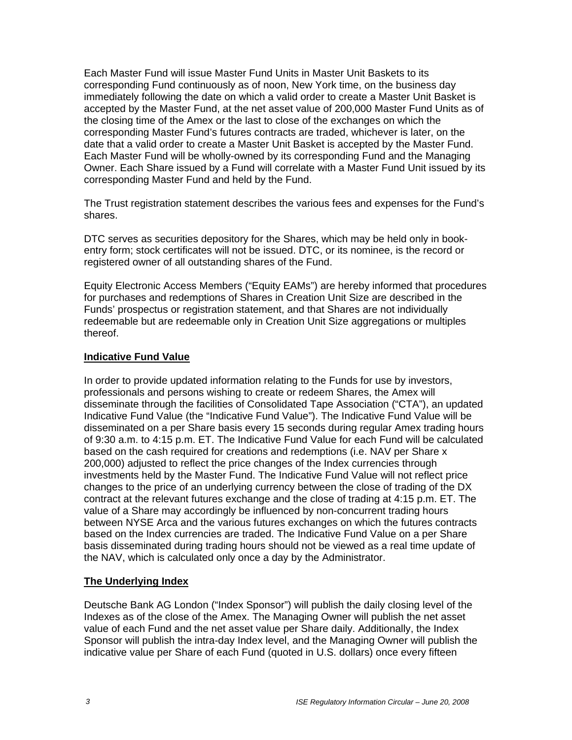Each Master Fund will issue Master Fund Units in Master Unit Baskets to its corresponding Fund continuously as of noon, New York time, on the business day immediately following the date on which a valid order to create a Master Unit Basket is accepted by the Master Fund, at the net asset value of 200,000 Master Fund Units as of the closing time of the Amex or the last to close of the exchanges on which the corresponding Master Fund's futures contracts are traded, whichever is later, on the date that a valid order to create a Master Unit Basket is accepted by the Master Fund. Each Master Fund will be wholly-owned by its corresponding Fund and the Managing Owner. Each Share issued by a Fund will correlate with a Master Fund Unit issued by its corresponding Master Fund and held by the Fund.

The Trust registration statement describes the various fees and expenses for the Fund's shares.

DTC serves as securities depository for the Shares, which may be held only in book-entry form; stock certificates will not be issued. DTC, or its nominee, is the record or registered owner of all outstanding shares of the Fund.

Equity Electronic Access Members ("Equity EAMs") are hereby informed that procedures for purchases and redemptions of Shares in Creation Unit Size are described in the Funds' prospectus or registration statement, and that Shares are not individually redeemable but are redeemable only in Creation Unit Size aggregations or multiples thereof.

**Indicative Fund Value**

In order to provide updated information relating to the Funds for use by investors, professionals and persons wishing to create or redeem Shares, the Amex will disseminate through the facilities of Consolidated Tape Association ("CTA"), an updated Indicative Fund Value (the "Indicative Fund Value"). The Indicative Fund Value will be disseminated on a per Share basis every 15 seconds during regular Amex trading hours of 9:30 a.m. to 4:15 p.m. ET. The Indicative Fund Value for each Fund will be calculated based on the cash required for creations and redemptions (i.e. NAV per Share x 200,000) adjusted to reflect the price changes of the Index currencies through investments held by the Master Fund. The Indicative Fund Value will not reflect price changes to the price of an underlying currency between the close of trading of the DX contract at the relevant futures exchange and the close of trading at 4:15 p.m. ET. The value of a Share may accordingly be influenced by non-concurrent trading hours between NYSE Arca and the various futures exchanges on which the futures contracts based on the Index currencies are traded. The Indicative Fund Value on a per Share basis disseminated during trading hours should not be viewed as a real time update of the NAV, which is calculated only once a day by the Administrator.

**The Underlying Index**

Deutsche Bank AG London ("Index Sponsor") will publish the daily closing level of the Indexes as of the close of the Amex. The Managing Owner will publish the net asset value of each Fund and the net asset value per Share daily. Additionally, the Index Sponsor will publish the intra-day Index level, and the Managing Owner will publish the indicative value per Share of each Fund (quoted in U.S. dollars) once every fifteen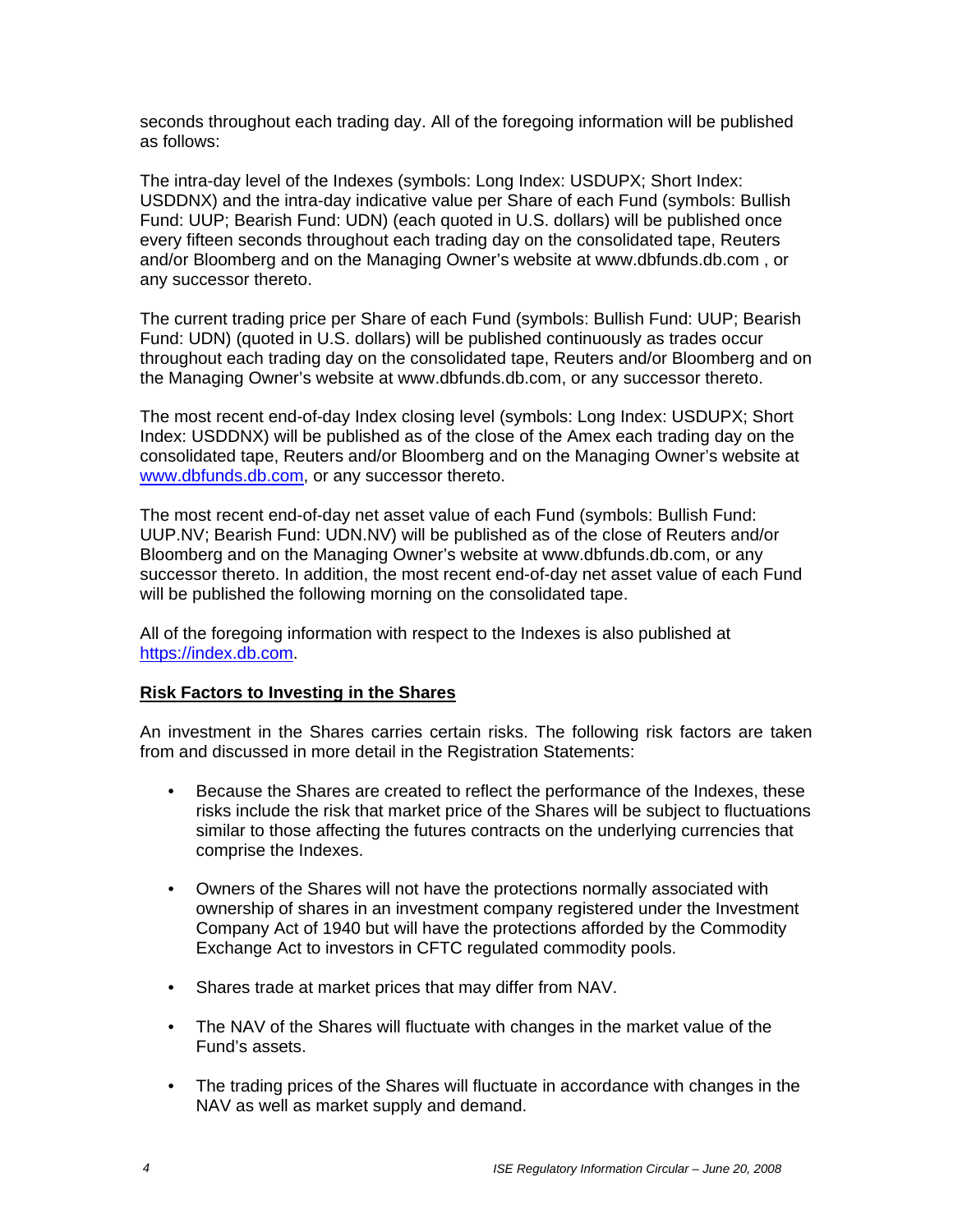seconds throughout each trading day. All of the foregoing information will be published as follows:

The intra-day level of the Indexes (symbols: Long Index: USDUPX; Short Index: USDDNX) and the intra-day indicative value per Share of each Fund (symbols: Bullish Fund: UUP; Bearish Fund: UDN) (each quoted in U.S. dollars) will be published once every fifteen seconds throughout each trading day on the consolidated tape, Reuters and/or Bloomberg and on the Managing Owner's website at www.dbfunds.db.com , or any successor thereto.

The current trading price per Share of each Fund (symbols: Bullish Fund: UUP; Bearish Fund: UDN) (quoted in U.S. dollars) will be published continuously as trades occur throughout each trading day on the consolidated tape, Reuters and/or Bloomberg and on the Managing Owner's website at www.dbfunds.db.com, or any successor thereto.

The most recent end-of-day Index closing level (symbols: Long Index: USDUPX; Short Index: USDDNX) will be published as of the close of the Amex each trading day on the consolidated tape, Reuters and/or Bloomberg and on the Managing Owner's website at www.dbfunds.db.com, or any successor thereto.

The most recent end-of-day net asset value of each Fund (symbols: Bullish Fund: UUP.NV; Bearish Fund: UDN.NV) will be published as of the close of Reuters and/or Bloomberg and on the Managing Owner's website at www.dbfunds.db.com, or any successor thereto. In addition, the most recent end-of-day net asset value of each Fund will be published the following morning on the consolidated tape.

All of the foregoing information with respect to the Indexes is also published at https://index.db.com.

## Risk Factors to Investing in the Shares

An investment in the Shares carries certain risks. The following risk factors are taken from and discussed in more detail in the Registration Statements:

- Because the Shares are created to reflect the performance of the Indexes, these risks include the risk that market price of the Shares will be subject to fluctuations similar to those affecting the futures contracts on the underlying currencies that comprise the Indexes.
- Owners of the Shares will not have the protections normally associated with ownership of shares in an investment company registered under the Investment Company Act of 1940 but will have the protections afforded by the Commodity Exchange Act to investors in CFTC regulated commodity pools.
- Shares trade at market prices that may differ from NAV.
- The NAV of the Shares will fluctuate with changes in the market value of the Fund's assets.
- The trading prices of the Shares will fluctuate in accordance with changes in the NAV as well as market supply and demand.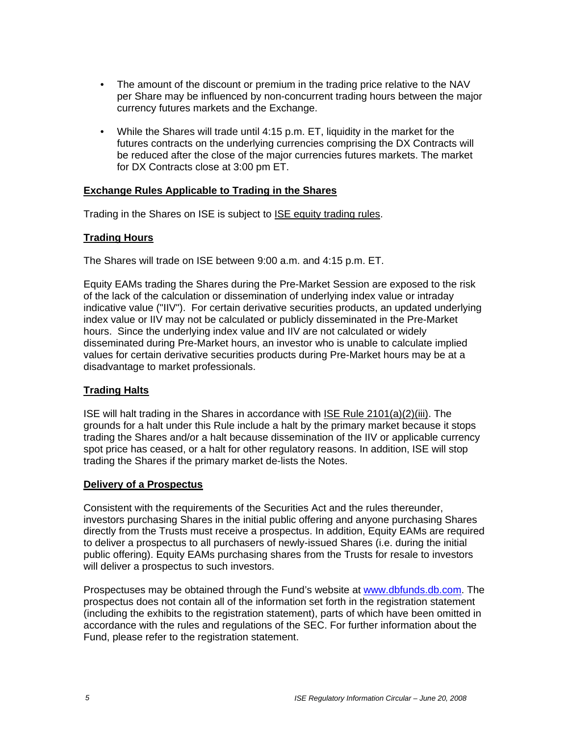- The amount of the discount or premium in the trading price relative to the NAV per Share may be influenced by non-concurrent trading hours between the major currency futures markets and the Exchange.

- While the Shares will trade until 4:15 p.m. ET, liquidity in the market for the futures contracts on the underlying currencies comprising the DX Contracts will be reduced after the close of the major currencies futures markets. The market for DX Contracts close at 3:00 pm ET.

## **Exchange Rules Applicable to Trading in the Shares**

Trading in the Shares on ISE is subject to ISE equity trading rules.

## **Trading Hours**

The Shares will trade on ISE between 9:00 a.m. and 4:15 p.m. ET.

Equity EAMs trading the Shares during the Pre-Market Session are exposed to the risk of the lack of the calculation or dissemination of underlying index value or intraday indicative value ("IIV"). For certain derivative securities products, an updated underlying index value or IIV may not be calculated or publicly disseminated in the Pre-Market hours. Since the underlying index value and IIV are not calculated or widely disseminated during Pre-Market hours, an investor who is unable to calculate implied values for certain derivative securities products during Pre-Market hours may be at a disadvantage to market professionals.

## **Trading Halts**

ISE will halt trading in the Shares in accordance with ISE Rule 2101(a)(2)(iii). The grounds for a halt under this Rule include a halt by the primary market because it stops trading the Shares and/or a halt because dissemination of the IIV or applicable currency spot price has ceased, or a halt for other regulatory reasons. In addition, ISE will stop trading the Shares if the primary market de-lists the Notes.

## **Delivery of a Prospectus**

Consistent with the requirements of the Securities Act and the rules thereunder, investors purchasing Shares in the initial public offering and anyone purchasing Shares directly from the Trusts must receive a prospectus. In addition, Equity EAMs are required to deliver a prospectus to all purchasers of newly-issued Shares (i.e. during the initial public offering). Equity EAMs purchasing shares from the Trusts for resale to investors will deliver a prospectus to such investors.

Prospectuses may be obtained through the Fund's website at www.dbfunds.db.com. The prospectus does not contain all of the information set forth in the registration statement (including the exhibits to the registration statement), parts of which have been omitted in accordance with the rules and regulations of the SEC. For further information about the Fund, please refer to the registration statement.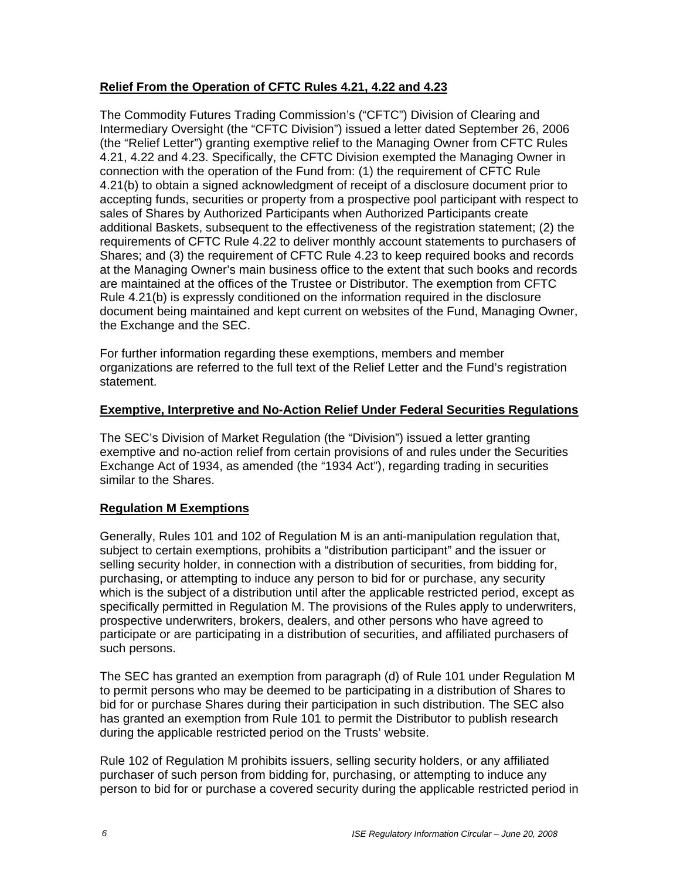**Relief From the Operation of CFTC Rules 4.21, 4.22 and 4.23**

The Commodity Futures Trading Commission's ("CFTC") Division of Clearing and Intermediary Oversight (the "CFTC Division") issued a letter dated September 26, 2006 (the "Relief Letter") granting exemptive relief to the Managing Owner from CFTC Rules 4.21, 4.22 and 4.23. Specifically, the CFTC Division exempted the Managing Owner in connection with the operation of the Fund from: (1) the requirement of CFTC Rule 4.21(b) to obtain a signed acknowledgment of receipt of a disclosure document prior to accepting funds, securities or property from a prospective pool participant with respect to sales of Shares by Authorized Participants when Authorized Participants create additional Baskets, subsequent to the effectiveness of the registration statement; (2) the requirements of CFTC Rule 4.22 to deliver monthly account statements to purchasers of Shares; and (3) the requirement of CFTC Rule 4.23 to keep required books and records at the Managing Owner's main business office to the extent that such books and records are maintained at the offices of the Trustee or Distributor. The exemption from CFTC Rule 4.21(b) is expressly conditioned on the information required in the disclosure document being maintained and kept current on websites of the Fund, Managing Owner, the Exchange and the SEC.

For further information regarding these exemptions, members and member organizations are referred to the full text of the Relief Letter and the Fund's registration statement.

**Exemptive, Interpretive and No-Action Relief Under Federal Securities Regulations**

The SEC's Division of Market Regulation (the "Division") issued a letter granting exemptive and no-action relief from certain provisions of and rules under the Securities Exchange Act of 1934, as amended (the "1934 Act"), regarding trading in securities similar to the Shares.

**Regulation M Exemptions**

Generally, Rules 101 and 102 of Regulation M is an anti-manipulation regulation that, subject to certain exemptions, prohibits a "distribution participant" and the issuer or selling security holder, in connection with a distribution of securities, from bidding for, purchasing, or attempting to induce any person to bid for or purchase, any security which is the subject of a distribution until after the applicable restricted period, except as specifically permitted in Regulation M. The provisions of the Rules apply to underwriters, prospective underwriters, brokers, dealers, and other persons who have agreed to participate or are participating in a distribution of securities, and affiliated purchasers of such persons.

The SEC has granted an exemption from paragraph (d) of Rule 101 under Regulation M to permit persons who may be deemed to be participating in a distribution of Shares to bid for or purchase Shares during their participation in such distribution. The SEC also has granted an exemption from Rule 101 to permit the Distributor to publish research during the applicable restricted period on the Trusts' website.

Rule 102 of Regulation M prohibits issuers, selling security holders, or any affiliated purchaser of such person from bidding for, purchasing, or attempting to induce any person to bid for or purchase a covered security during the applicable restricted period in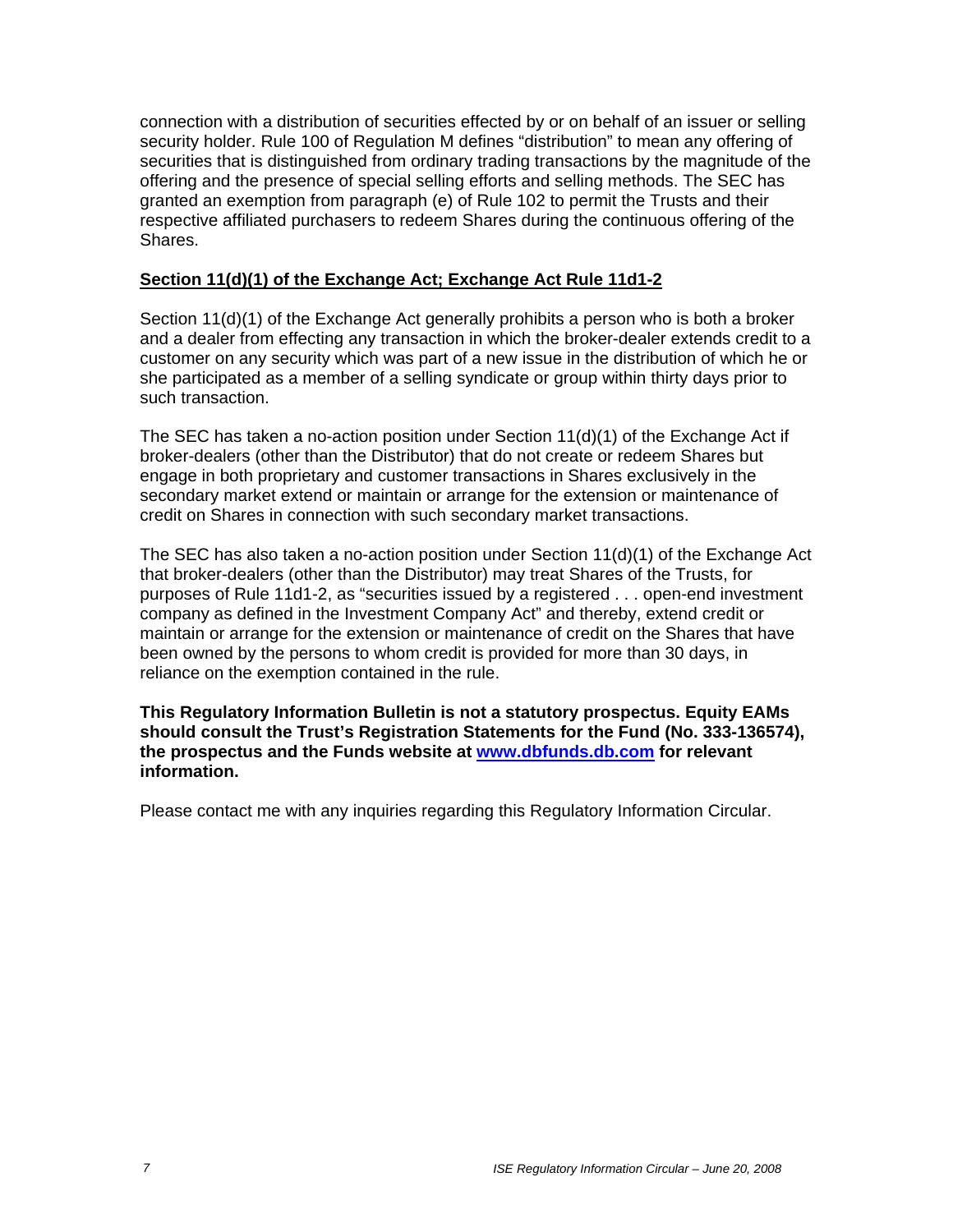connection with a distribution of securities effected by or on behalf of an issuer or selling security holder. Rule 100 of Regulation M defines "distribution" to mean any offering of securities that is distinguished from ordinary trading transactions by the magnitude of the offering and the presence of special selling efforts and selling methods. The SEC has granted an exemption from paragraph (e) of Rule 102 to permit the Trusts and their respective affiliated purchasers to redeem Shares during the continuous offering of the Shares.

**Section 11(d)(1) of the Exchange Act; Exchange Act Rule 11d1-2**

Section 11(d)(1) of the Exchange Act generally prohibits a person who is both a broker and a dealer from effecting any transaction in which the broker-dealer extends credit to a customer on any security which was part of a new issue in the distribution of which he or she participated as a member of a selling syndicate or group within thirty days prior to such transaction.

The SEC has taken a no-action position under Section 11(d)(1) of the Exchange Act if broker-dealers (other than the Distributor) that do not create or redeem Shares but engage in both proprietary and customer transactions in Shares exclusively in the secondary market extend or maintain or arrange for the extension or maintenance of credit on Shares in connection with such secondary market transactions.

The SEC has also taken a no-action position under Section 11(d)(1) of the Exchange Act that broker-dealers (other than the Distributor) may treat Shares of the Trusts, for purposes of Rule 11d1-2, as "securities issued by a registered . . . open-end investment company as defined in the Investment Company Act" and thereby, extend credit or maintain or arrange for the extension or maintenance of credit on the Shares that have been owned by the persons to whom credit is provided for more than 30 days, in reliance on the exemption contained in the rule.

**This Regulatory Information Bulletin is not a statutory prospectus. Equity EAMs should consult the Trust's Registration Statements for the Fund (No. 333-136574), the prospectus and the Funds website at [www.dbfunds.db.com](http://www.dbfunds.db.com) for relevant information.**

Please contact me with any inquiries regarding this Regulatory Information Circular.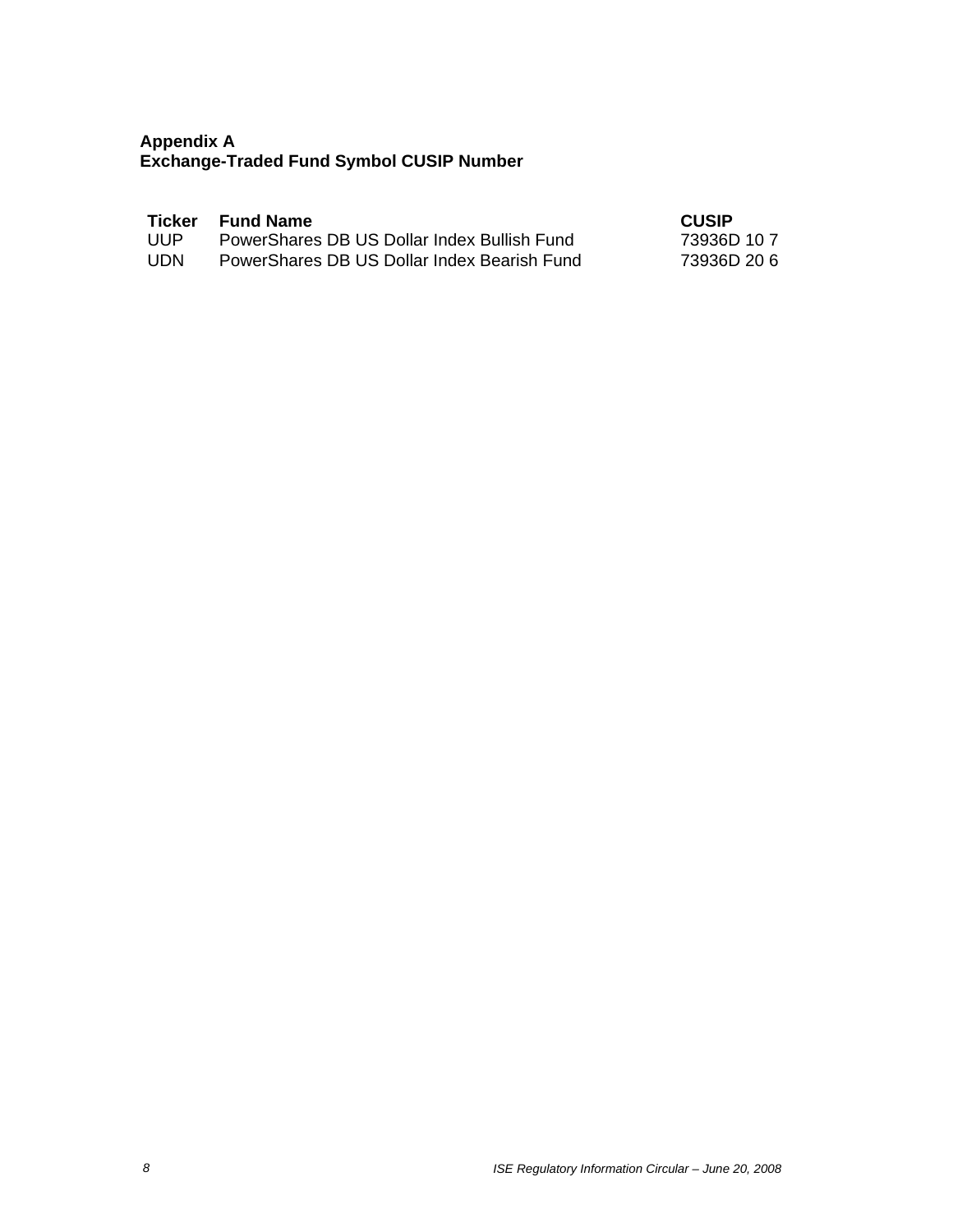**Appendix A**
**Exchange-Traded Fund Symbol CUSIP Number**

| Ticker | Fund Name | CUSIP |
|---|---|---|
| UUP | PowerShares DB US Dollar Index Bullish Fund | 73936D 10 7 |
| UDN | PowerShares DB US Dollar Index Bearish Fund | 73936D 20 6 |